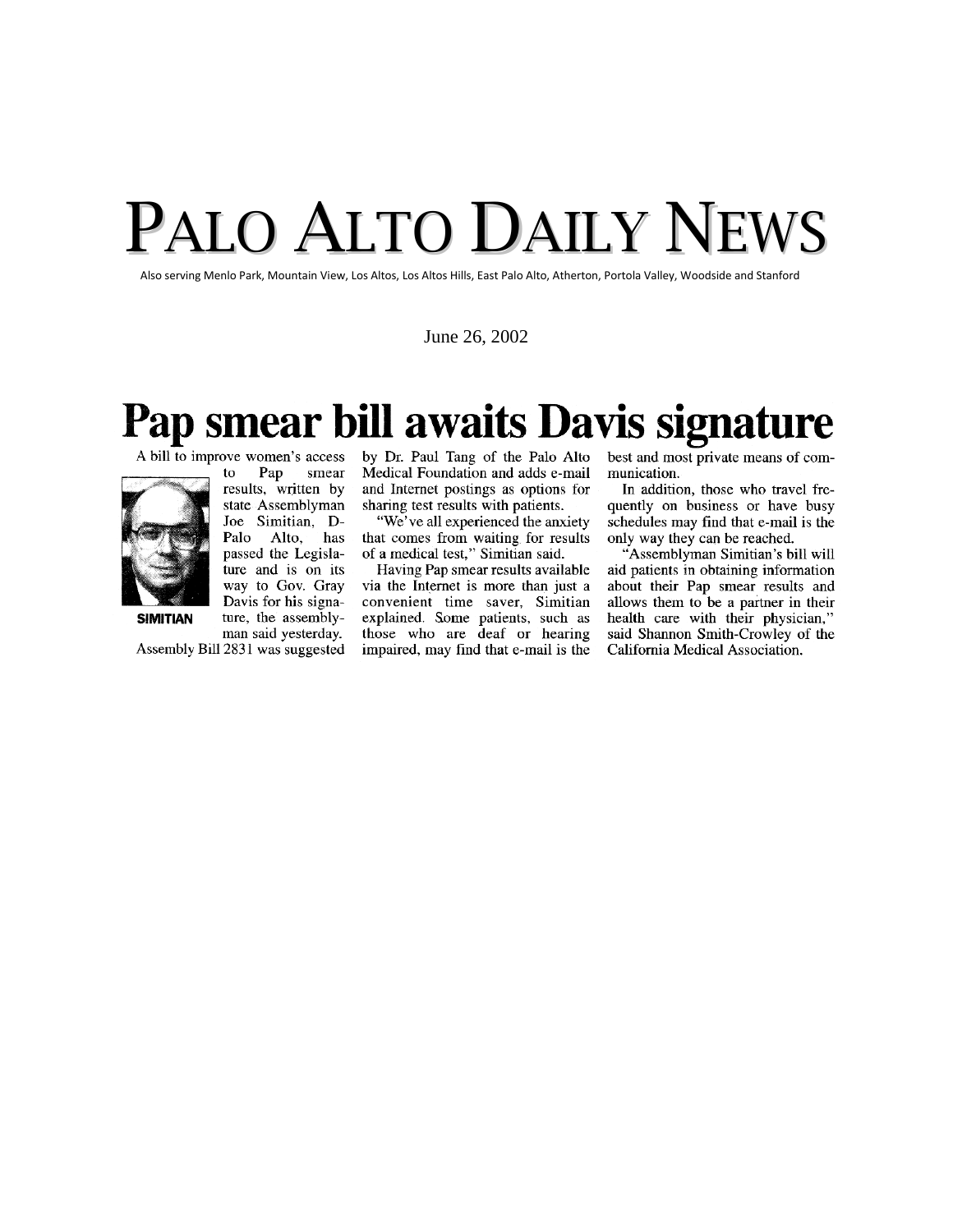# PALO ALTO DAILY NEWS

Also serving Menlo Park, Mountain View, Los Altos, Los Altos Hills, East Palo Alto, Atherton, Portola Valley, Woodside and Stanford

June 26, 2002

## Pap smear bill awaits Davis signature

SIMITIAN

A bill to improve women's access to Pap smear results, written by state Assemblyman Joe Simitian, D-Palo Alto, has passed the Legislature and is on its way to Gov. Gray Davis for his signature, the assemblyman said yesterday.

Assembly Bill 2831 was suggested by Dr. Paul Tang of the Palo Alto Medical Foundation and adds e-mail and Internet postings as options for sharing test results with patients.

"We've all experienced the anxiety that comes from waiting for results of a medical test," Simitian said.

Having Pap smear results available via the Internet is more than just a convenient time saver, Simitian explained. Some patients, such as those who are deaf or hearing impaired, may find that e-mail is the best and most private means of communication.

In addition, those who travel frequently on business or have busy schedules may find that e-mail is the only way they can be reached.

"Assemblyman Simitian's bill will aid patients in obtaining information about their Pap smear results and allows them to be a partner in their health care with their physician," said Shannon Smith-Crowley of the California Medical Association.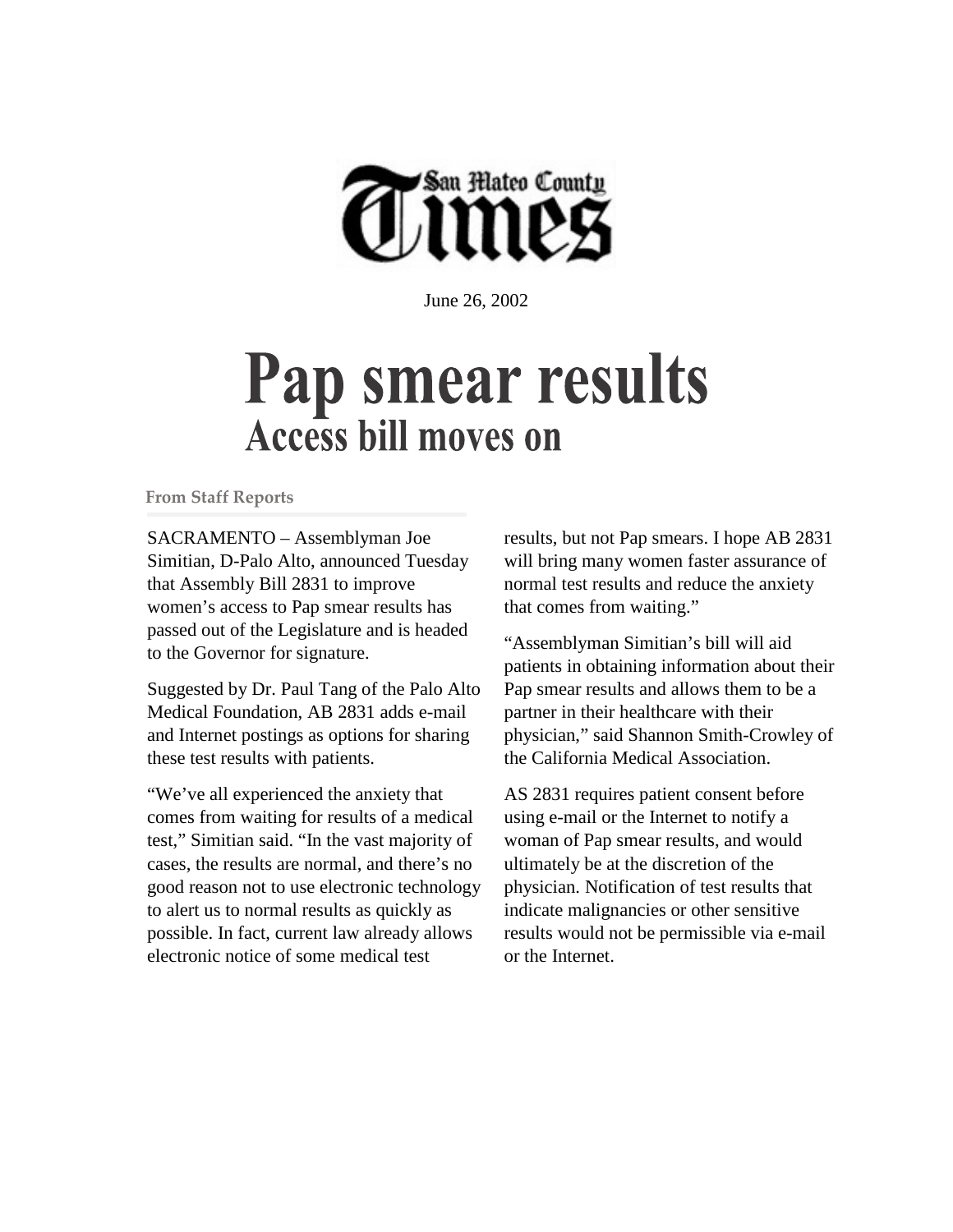San Mateo County Times

June 26, 2002

# Pap smear results

## Access bill moves on

**From Staff Reports**

SACRAMENTO – Assemblyman Joe Simitian, D-Palo Alto, announced Tuesday that Assembly Bill 2831 to improve women's access to Pap smear results has passed out of the Legislature and is headed to the Governor for signature.

Suggested by Dr. Paul Tang of the Palo Alto Medical Foundation, AB 2831 adds e-mail and Internet postings as options for sharing these test results with patients.

"We've all experienced the anxiety that comes from waiting for results of a medical test," Simitian said. "In the vast majority of cases, the results are normal, and there's no good reason not to use electronic technology to alert us to normal results as quickly as possible. In fact, current law already allows electronic notice of some medical test results, but not Pap smears. I hope AB 2831 will bring many women faster assurance of normal test results and reduce the anxiety that comes from waiting."

"Assemblyman Simitian's bill will aid patients in obtaining information about their Pap smear results and allows them to be a partner in their healthcare with their physician," said Shannon Smith-Crowley of the California Medical Association.

AS 2831 requires patient consent before using e-mail or the Internet to notify a woman of Pap smear results, and would ultimately be at the discretion of the physician. Notification of test results that indicate malignancies or other sensitive results would not be permissible via e-mail or the Internet.